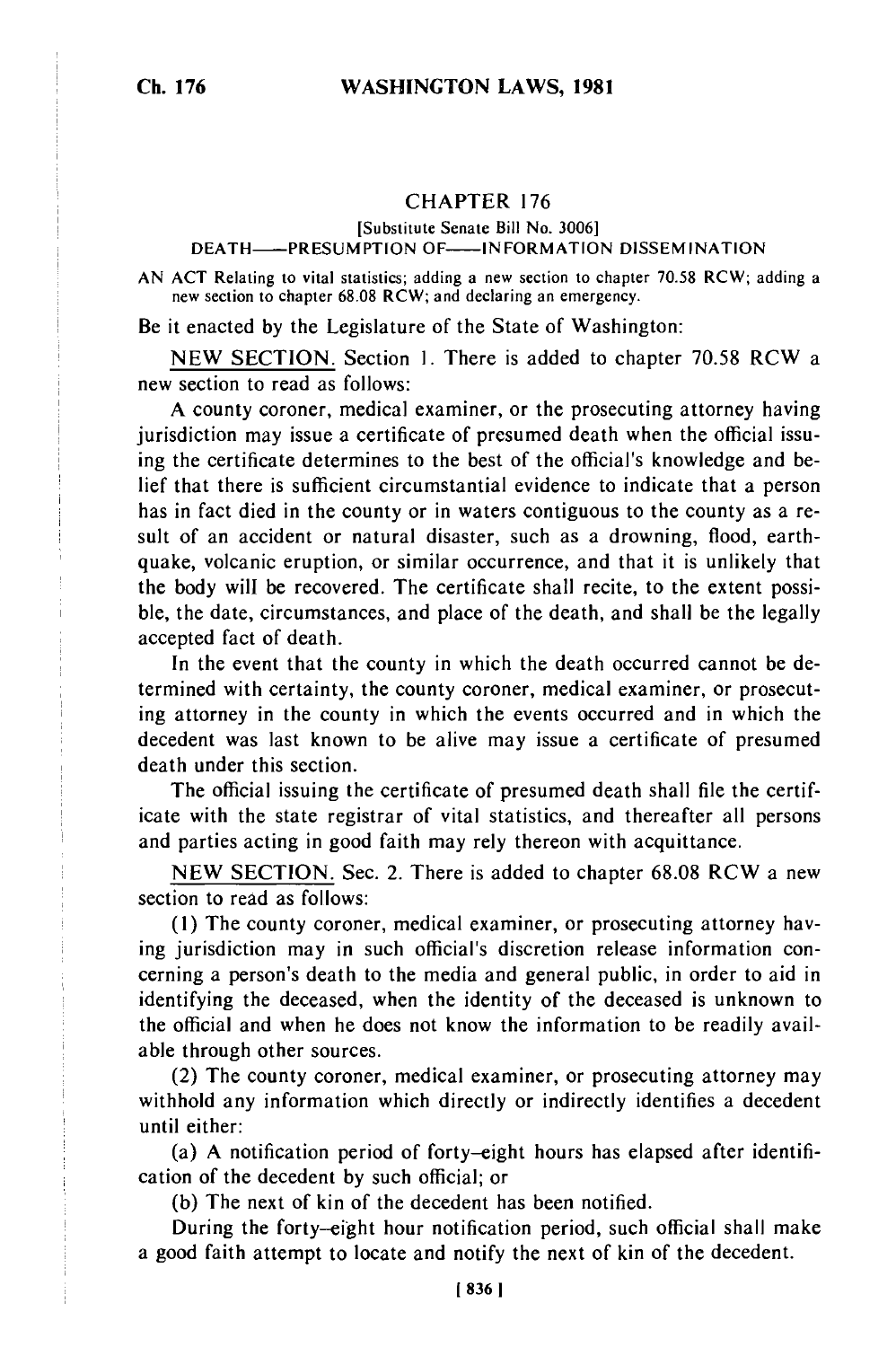# CHAPTER 176

[Substitute Senate Bill No. 3006]

DEATH—PRESUMPTION OF—INFORMATION DISSEMINATION

AN ACT Relating to vital statistics; adding a new section to chapter 70.58 RCW; adding a new section to chapter 68.08 RCW; and declaring an emergency.

Be it enacted by the Legislature of the State of Washington:

NEW SECTION. Section 1. There is added to chapter 70.58 RCW a new section to read as follows:

A county coroner, medical examiner, or the prosecuting attorney having jurisdiction may issue a certificate of presumed death when the official issuing the certificate determines to the best of the official's knowledge and belief that there is sufficient circumstantial evidence to indicate that a person has in fact died in the county or in waters contiguous to the county as a result of an accident or natural disaster, such as a drowning, flood, earthquake, volcanic eruption, or similar occurrence, and that it is unlikely that the body will be recovered. The certificate shall recite, to the extent possible, the date, circumstances, and place of the death, and shall be the legally accepted fact of death.

In the event that the county in which the death occurred cannot be determined with certainty, the county coroner, medical examiner, or prosecuting attorney in the county in which the events occurred and in which the decedent was last known to be alive may issue a certificate of presumed death under this section.

The official issuing the certificate of presumed death shall file the certificate with the state registrar of vital statistics, and thereafter all persons and parties acting in good faith may rely thereon with acquittance.

NEW SECTION. Sec. 2. There is added to chapter 68.08 RCW a new section to read as follows:

(1) The county coroner, medical examiner, or prosecuting attorney having jurisdiction may in such official's discretion release information concerning a person's death to the media and general public, in order to aid in identifying the deceased, when the identity of the deceased is unknown to the official and when he does not know the information to be readily available through other sources.

(2) The county coroner, medical examiner, or prosecuting attorney may withhold any information which directly or indirectly identifies a decedent until either:

(a) A notification period of forty-eight hours has elapsed after identification of the decedent by such official; or

(b) The next of kin of the decedent has been notified.

During the forty-eight hour notification period, such official shall make a good faith attempt to locate and notify the next of kin of the decedent.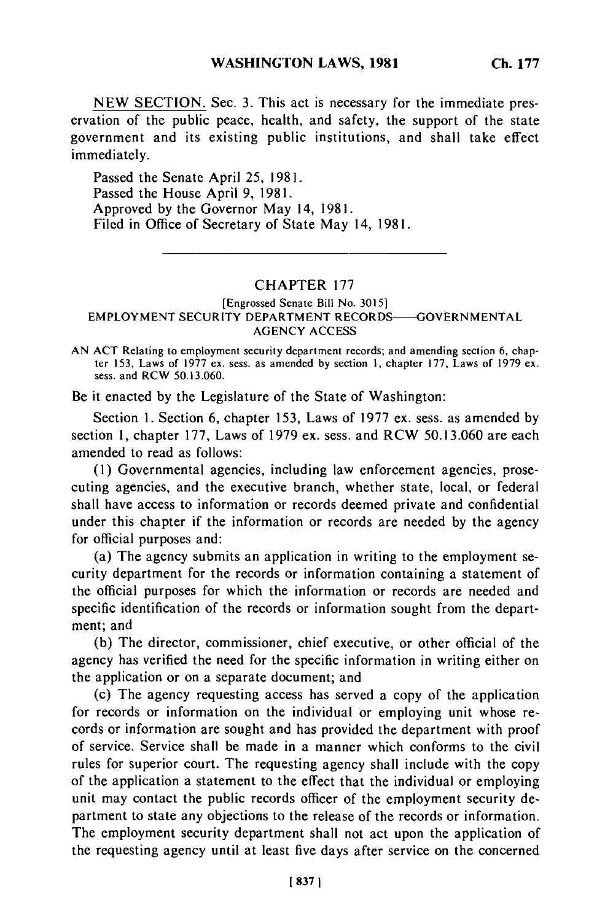NEW SECTION. Sec. 3. This act is necessary for the immediate preservation of the public peace, health, and safety, the support of the state government and its existing public institutions, and shall take effect immediately.

Passed the Senate April 25, 1981.
Passed the House April 9, 1981.
Approved by the Governor May 14, 1981.
Filed in Office of Secretary of State May 14, 1981.

---

## CHAPTER 177

[Engrossed Senate Bill No. 3015]

### EMPLOYMENT SECURITY DEPARTMENT RECORDS—GOVERNMENTAL AGENCY ACCESS

AN ACT Relating to employment security department records; and amending section 6, chapter 153, Laws of 1977 ex. sess. as amended by section 1, chapter 177, Laws of 1979 ex. sess. and RCW 50.13.060.

Be it enacted by the Legislature of the State of Washington:

Section 1. Section 6, chapter 153, Laws of 1977 ex. sess. as amended by section 1, chapter 177, Laws of 1979 ex. sess. and RCW 50.13.060 are each amended to read as follows:

(1) Governmental agencies, including law enforcement agencies, prosecuting agencies, and the executive branch, whether state, local, or federal shall have access to information or records deemed private and confidential under this chapter if the information or records are needed by the agency for official purposes and:

(a) The agency submits an application in writing to the employment security department for the records or information containing a statement of the official purposes for which the information or records are needed and specific identification of the records or information sought from the department; and

(b) The director, commissioner, chief executive, or other official of the agency has verified the need for the specific information in writing either on the application or on a separate document; and

(c) The agency requesting access has served a copy of the application for records or information on the individual or employing unit whose records or information are sought and has provided the department with proof of service. Service shall be made in a manner which conforms to the civil rules for superior court. The requesting agency shall include with the copy of the application a statement to the effect that the individual or employing unit may contact the public records officer of the employment security department to state any objections to the release of the records or information. The employment security department shall not act upon the application of the requesting agency until at least five days after service on the concerned